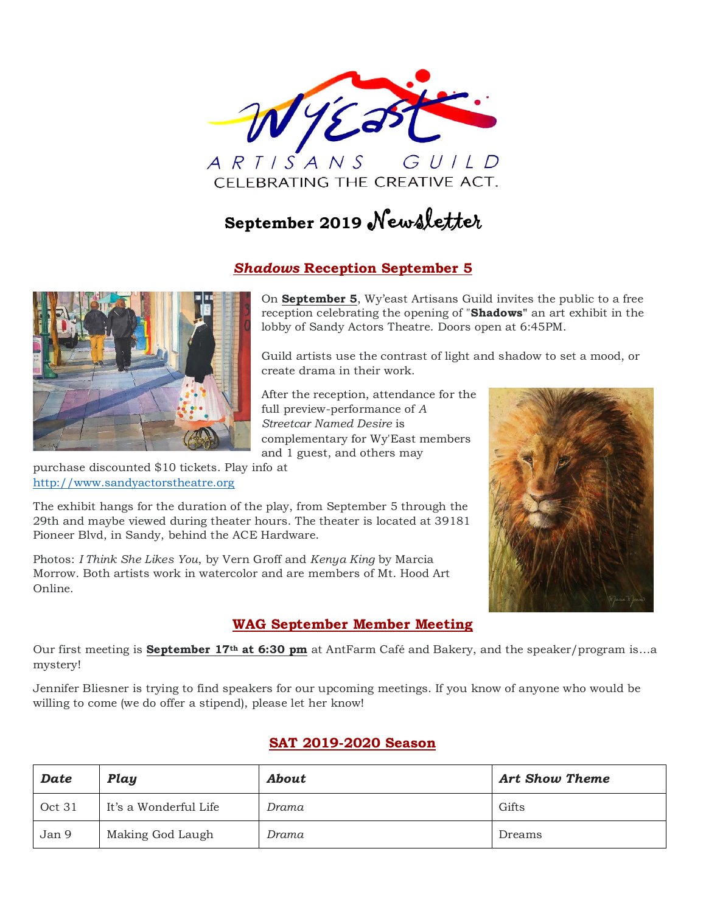Wy'East ARTISANS GUILD

CELEBRATING THE CREATIVE ACT.

# September 2019 Newsletter

## *Shadows* Reception September 5

On **September 5**, Wy'east Artisans Guild invites the public to a free reception celebrating the opening of "**Shadows**" an art exhibit in the lobby of Sandy Actors Theatre. Doors open at 6:45PM.

Guild artists use the contrast of light and shadow to set a mood, or create drama in their work.

After the reception, attendance for the full preview-performance of *A Streetcar Named Desire* is complementary for Wy'East members and 1 guest, and others may purchase discounted $10 tickets. Play info at http://www.sandyactorstheatre.org

The exhibit hangs for the duration of the play, from September 5 through the 29th and maybe viewed during theater hours. The theater is located at 39181 Pioneer Blvd, in Sandy, behind the ACE Hardware.

Photos: *I Think She Likes You*, by Vern Groff and *Kenya King* by Marcia Morrow. Both artists work in watercolor and are members of Mt. Hood Art Online.

## WAG September Member Meeting

Our first meeting is **September 17th at 6:30 pm** at AntFarm Café and Bakery, and the speaker/program is…a mystery!

Jennifer Bliesner is trying to find speakers for our upcoming meetings. If you know of anyone who would be willing to come (we do offer a stipend), please let her know!

## SAT 2019-2020 Season

| *Date* | *Play* | *About* | *Art Show Theme* |
|---|---|---|---|
| Oct 31 | It's a Wonderful Life | *Drama* | Gifts |
| Jan 9 | Making God Laugh | *Drama* | Dreams |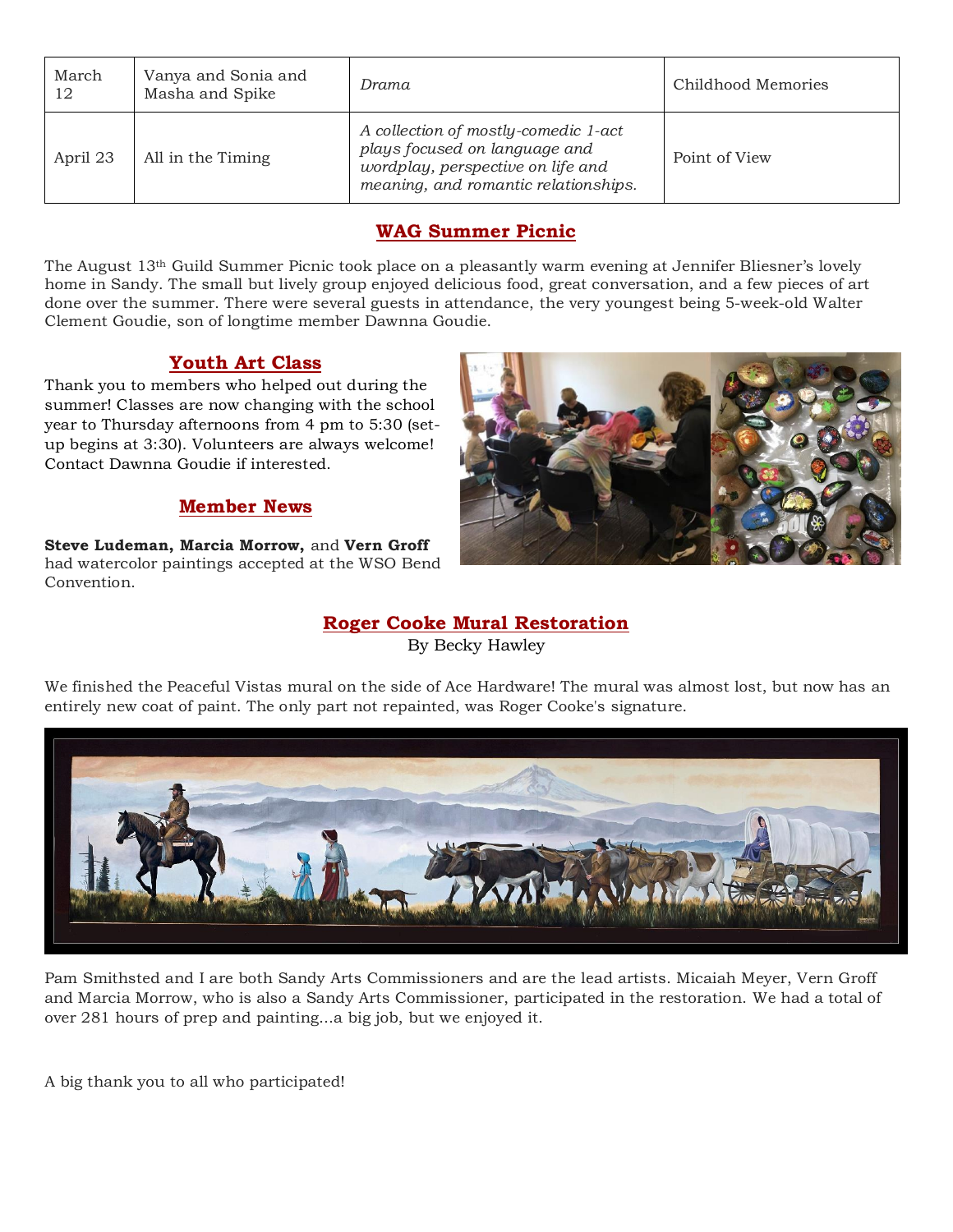| March 12 | Vanya and Sonia and Masha and Spike | *Drama* | Childhood Memories |
|---|---|---|---|
| April 23 | All in the Timing | *A collection of mostly-comedic 1-act plays focused on language and wordplay, perspective on life and meaning, and romantic relationships.* | Point of View |

## WAG Summer Picnic

The August 13th Guild Summer Picnic took place on a pleasantly warm evening at Jennifer Bliesner's lovely home in Sandy. The small but lively group enjoyed delicious food, great conversation, and a few pieces of art done over the summer. There were several guests in attendance, the very youngest being 5-week-old Walter Clement Goudie, son of longtime member Dawnna Goudie.

## Youth Art Class

Thank you to members who helped out during the summer! Classes are now changing with the school year to Thursday afternoons from 4 pm to 5:30 (set-up begins at 3:30). Volunteers are always welcome! Contact Dawnna Goudie if interested.

## Member News

**Steve Ludeman, Marcia Morrow,** and **Vern Groff** had watercolor paintings accepted at the WSO Bend Convention.

## Roger Cooke Mural Restoration

By Becky Hawley

We finished the Peaceful Vistas mural on the side of Ace Hardware! The mural was almost lost, but now has an entirely new coat of paint. The only part not repainted, was Roger Cooke's signature.

Pam Smithsted and I are both Sandy Arts Commissioners and are the lead artists. Micaiah Meyer, Vern Groff and Marcia Morrow, who is also a Sandy Arts Commissioner, participated in the restoration. We had a total of over 281 hours of prep and painting...a big job, but we enjoyed it.

A big thank you to all who participated!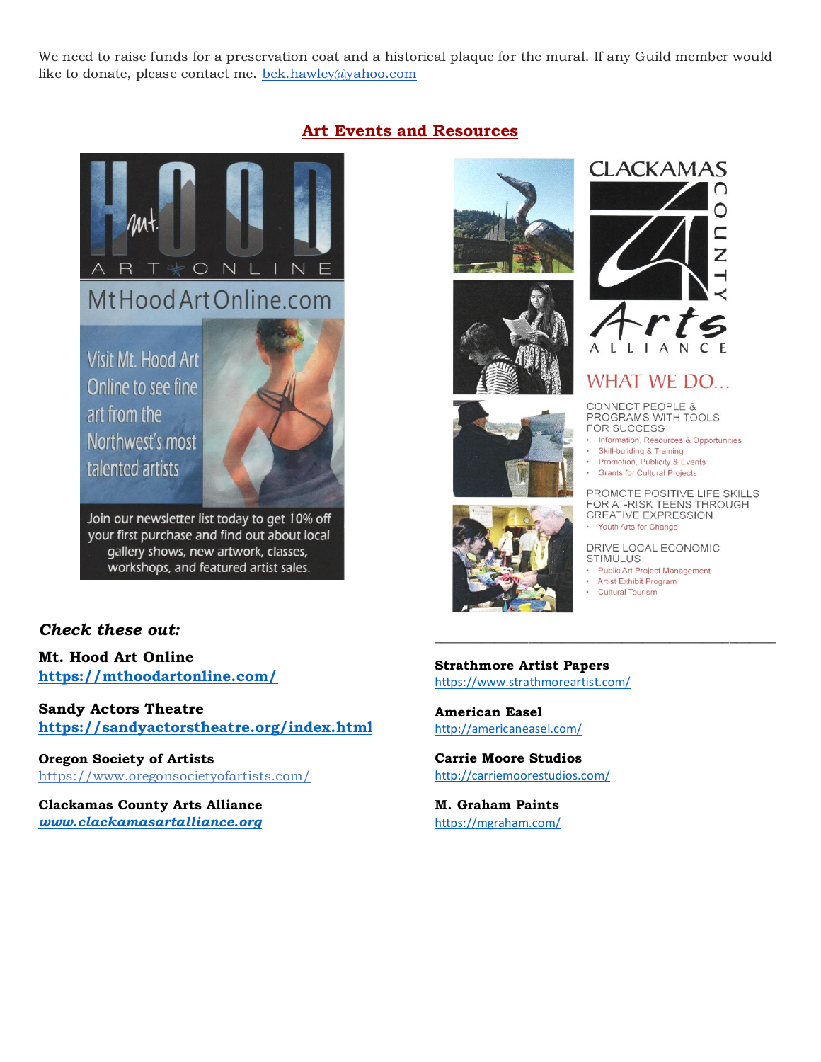We need to raise funds for a preservation coat and a historical plaque for the mural. If any Guild member would like to donate, please contact me. bek.hawley@yahoo.com

## Art Events and Resources

Mt. HOOD ART ONLINE

MtHoodArtOnline.com

Visit Mt. Hood Art Online to see fine art from the Northwest's most talented artists

Join our newsletter list today to get 10% off your first purchase and find out about local gallery shows, new artwork, classes, workshops, and featured artist sales.

CLACKAMAS COUNTY Arts ALLIANCE

WHAT WE DO...

CONNECT PEOPLE & PROGRAMS WITH TOOLS FOR SUCCESS

- Information, Resources & Opportunities
- Skill-building & Training
- Promotion, Publicity & Events
- Grants for Cultural Projects

PROMOTE POSITIVE LIFE SKILLS FOR AT-RISK TEENS THROUGH CREATIVE EXPRESSION

- Youth Arts for Change

DRIVE LOCAL ECONOMIC STIMULUS

- Public Art Project Management
- Artist Exhibit Program
- Cultural Tourism

***Check these out:***

**Mt. Hood Art Online**
**https://mthoodartonline.com/**

**Sandy Actors Theatre**
**https://sandyactorstheatre.org/index.html**

**Oregon Society of Artists**
https://www.oregonsocietyofartists.com/

**Clackamas County Arts Alliance**
***www.clackamasartalliance.org***

**Strathmore Artist Papers**
https://www.strathmoreartist.com/

**American Easel**
http://americaneasel.com/

**Carrie Moore Studios**
http://carriemoorestudios.com/

**M. Graham Paints**
https://mgraham.com/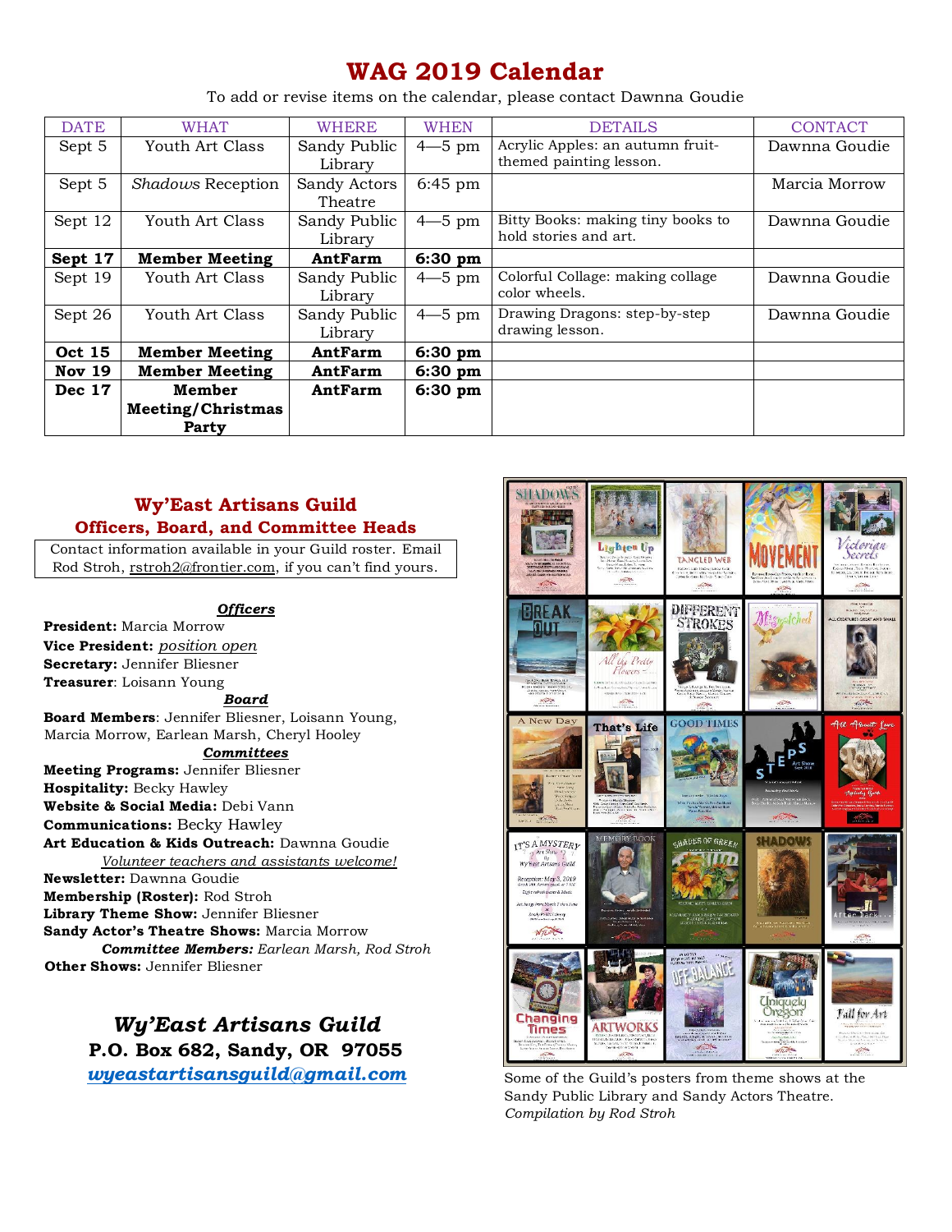# WAG 2019 Calendar

To add or revise items on the calendar, please contact Dawnna Goudie

| DATE | WHAT | WHERE | WHEN | DETAILS | CONTACT |
|---|---|---|---|---|---|
| Sept 5 | Youth Art Class | Sandy Public Library | 4—5 pm | Acrylic Apples: an autumn fruit-themed painting lesson. | Dawnna Goudie |
| Sept 5 | *Shadows* Reception | Sandy Actors Theatre | 6:45 pm | | Marcia Morrow |
| Sept 12 | Youth Art Class | Sandy Public Library | 4—5 pm | Bitty Books: making tiny books to hold stories and art. | Dawnna Goudie |
| **Sept 17** | **Member Meeting** | **AntFarm** | **6:30 pm** | | |
| Sept 19 | Youth Art Class | Sandy Public Library | 4—5 pm | Colorful Collage: making collage color wheels. | Dawnna Goudie |
| Sept 26 | Youth Art Class | Sandy Public Library | 4—5 pm | Drawing Dragons: step-by-step drawing lesson. | Dawnna Goudie |
| **Oct 15** | **Member Meeting** | **AntFarm** | **6:30 pm** | | |
| **Nov 19** | **Member Meeting** | **AntFarm** | **6:30 pm** | | |
| **Dec 17** | **Member Meeting/Christmas Party** | **AntFarm** | **6:30 pm** | | |

## Wy'East Artisans Guild
## Officers, Board, and Committee Heads

Contact information available in your Guild roster. Email Rod Stroh, rstroh2@frontier.com, if you can't find yours.

***Officers***

**President:** Marcia Morrow
**Vice President:** *position open*
**Secretary:** Jennifer Bliesner
**Treasurer**: Loisann Young

***Board***

**Board Members**: Jennifer Bliesner, Loisann Young, Marcia Morrow, Earlean Marsh, Cheryl Hooley

***Committees***

**Meeting Programs:** Jennifer Bliesner
**Hospitality:** Becky Hawley
**Website & Social Media:** Debi Vann
**Communications:** Becky Hawley
**Art Education & Kids Outreach:** Dawnna Goudie
*Volunteer teachers and assistants welcome!*
**Newsletter:** Dawnna Goudie
**Membership (Roster):** Rod Stroh
**Library Theme Show:** Jennifer Bliesner
**Sandy Actor's Theatre Shows:** Marcia Morrow
***Committee Members:*** *Earlean Marsh, Rod Stroh*
**Other Shows:** Jennifer Bliesner

***Wy'East Artisans Guild***
**P.O. Box 682, Sandy, OR 97055**
***wyeastartisansguild@gmail.com***

Some of the Guild's posters from theme shows at the Sandy Public Library and Sandy Actors Theatre.
*Compilation by Rod Stroh*